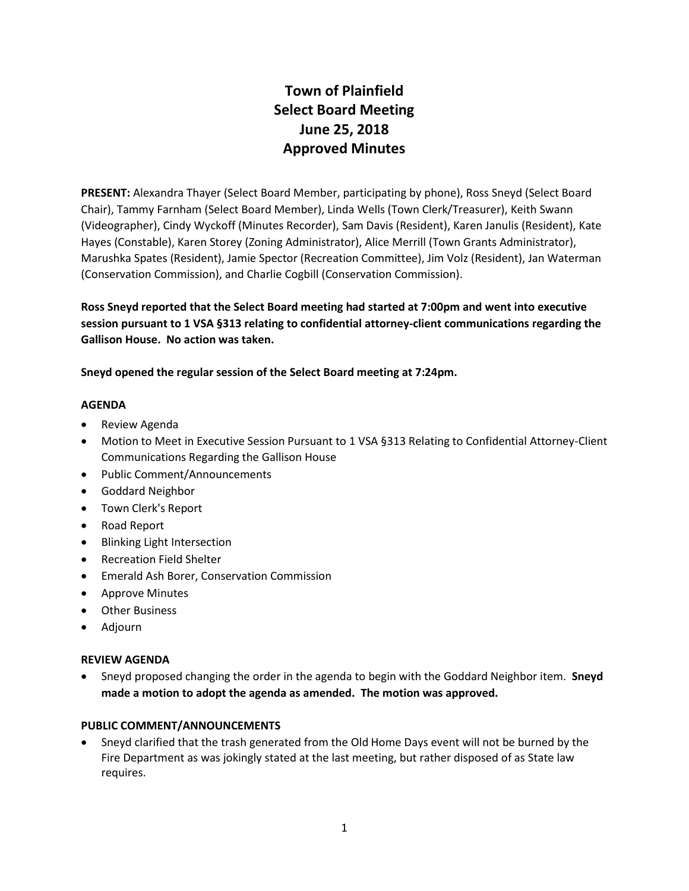# Town of Plainfield
# Select Board Meeting
# June 25, 2018
# Approved Minutes

**PRESENT:** Alexandra Thayer (Select Board Member, participating by phone), Ross Sneyd (Select Board Chair), Tammy Farnham (Select Board Member), Linda Wells (Town Clerk/Treasurer), Keith Swann (Videographer), Cindy Wyckoff (Minutes Recorder), Sam Davis (Resident), Karen Janulis (Resident), Kate Hayes (Constable), Karen Storey (Zoning Administrator), Alice Merrill (Town Grants Administrator), Marushka Spates (Resident), Jamie Spector (Recreation Committee), Jim Volz (Resident), Jan Waterman (Conservation Commission), and Charlie Cogbill (Conservation Commission).

**Ross Sneyd reported that the Select Board meeting had started at 7:00pm and went into executive session pursuant to 1 VSA §313 relating to confidential attorney-client communications regarding the Gallison House. No action was taken.**

**Sneyd opened the regular session of the Select Board meeting at 7:24pm.**

**AGENDA**

- Review Agenda
- Motion to Meet in Executive Session Pursuant to 1 VSA §313 Relating to Confidential Attorney-Client Communications Regarding the Gallison House
- Public Comment/Announcements
- Goddard Neighbor
- Town Clerk's Report
- Road Report
- Blinking Light Intersection
- Recreation Field Shelter
- Emerald Ash Borer, Conservation Commission
- Approve Minutes
- Other Business
- Adjourn

**REVIEW AGENDA**

- Sneyd proposed changing the order in the agenda to begin with the Goddard Neighbor item. **Sneyd made a motion to adopt the agenda as amended. The motion was approved.**

**PUBLIC COMMENT/ANNOUNCEMENTS**

- Sneyd clarified that the trash generated from the Old Home Days event will not be burned by the Fire Department as was jokingly stated at the last meeting, but rather disposed of as State law requires.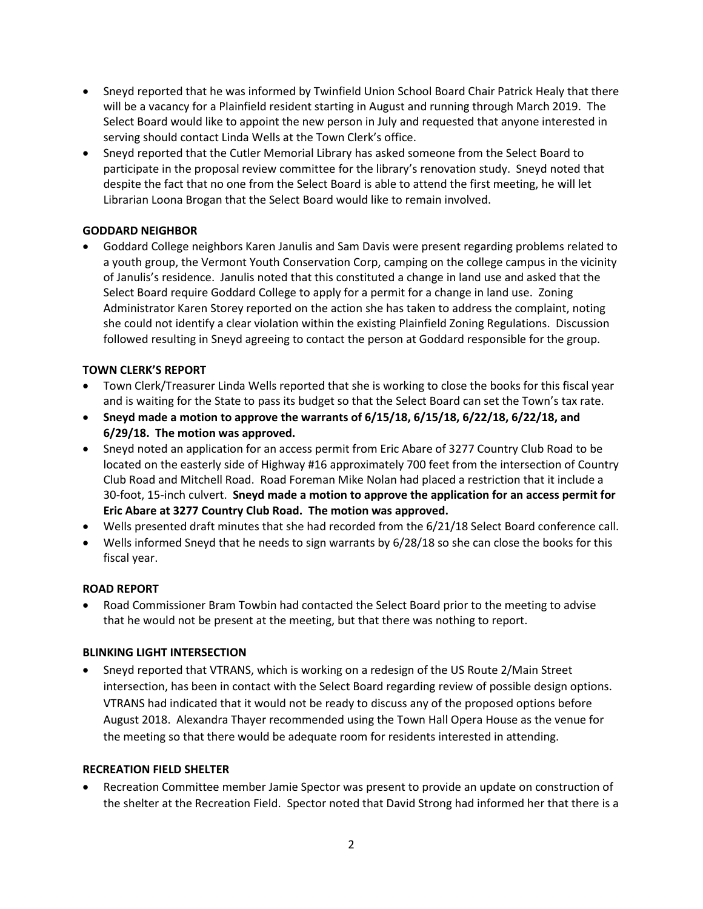- Sneyd reported that he was informed by Twinfield Union School Board Chair Patrick Healy that there will be a vacancy for a Plainfield resident starting in August and running through March 2019. The Select Board would like to appoint the new person in July and requested that anyone interested in serving should contact Linda Wells at the Town Clerk's office.
- Sneyd reported that the Cutler Memorial Library has asked someone from the Select Board to participate in the proposal review committee for the library's renovation study. Sneyd noted that despite the fact that no one from the Select Board is able to attend the first meeting, he will let Librarian Loona Brogan that the Select Board would like to remain involved.

**GODDARD NEIGHBOR**

- Goddard College neighbors Karen Janulis and Sam Davis were present regarding problems related to a youth group, the Vermont Youth Conservation Corp, camping on the college campus in the vicinity of Janulis's residence. Janulis noted that this constituted a change in land use and asked that the Select Board require Goddard College to apply for a permit for a change in land use. Zoning Administrator Karen Storey reported on the action she has taken to address the complaint, noting she could not identify a clear violation within the existing Plainfield Zoning Regulations. Discussion followed resulting in Sneyd agreeing to contact the person at Goddard responsible for the group.

**TOWN CLERK'S REPORT**

- Town Clerk/Treasurer Linda Wells reported that she is working to close the books for this fiscal year and is waiting for the State to pass its budget so that the Select Board can set the Town's tax rate.
- **Sneyd made a motion to approve the warrants of 6/15/18, 6/15/18, 6/22/18, 6/22/18, and 6/29/18. The motion was approved.**
- Sneyd noted an application for an access permit from Eric Abare of 3277 Country Club Road to be located on the easterly side of Highway #16 approximately 700 feet from the intersection of Country Club Road and Mitchell Road. Road Foreman Mike Nolan had placed a restriction that it include a 30-foot, 15-inch culvert. **Sneyd made a motion to approve the application for an access permit for Eric Abare at 3277 Country Club Road. The motion was approved.**
- Wells presented draft minutes that she had recorded from the 6/21/18 Select Board conference call.
- Wells informed Sneyd that he needs to sign warrants by 6/28/18 so she can close the books for this fiscal year.

**ROAD REPORT**

- Road Commissioner Bram Towbin had contacted the Select Board prior to the meeting to advise that he would not be present at the meeting, but that there was nothing to report.

**BLINKING LIGHT INTERSECTION**

- Sneyd reported that VTRANS, which is working on a redesign of the US Route 2/Main Street intersection, has been in contact with the Select Board regarding review of possible design options. VTRANS had indicated that it would not be ready to discuss any of the proposed options before August 2018. Alexandra Thayer recommended using the Town Hall Opera House as the venue for the meeting so that there would be adequate room for residents interested in attending.

**RECREATION FIELD SHELTER**

- Recreation Committee member Jamie Spector was present to provide an update on construction of the shelter at the Recreation Field. Spector noted that David Strong had informed her that there is a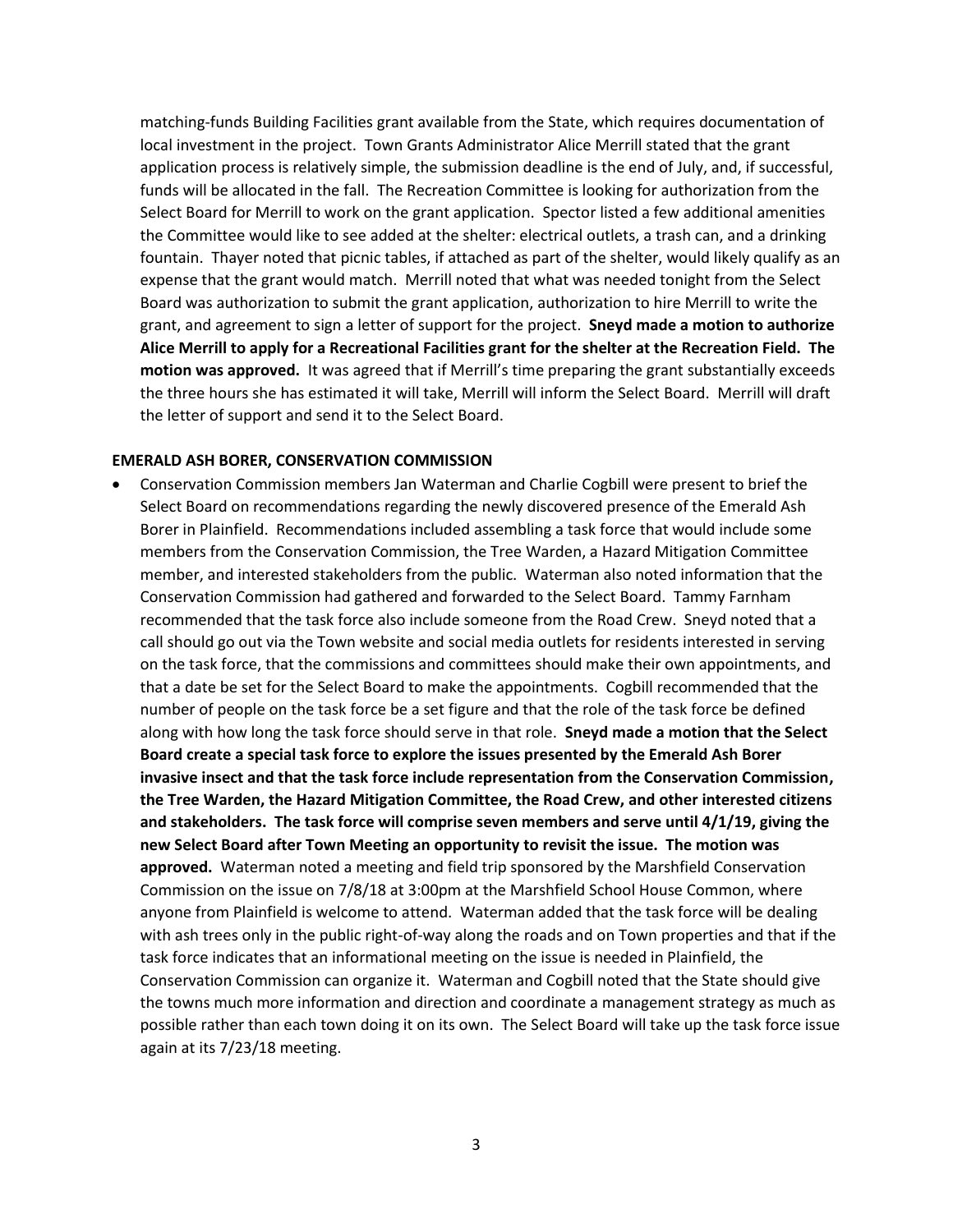matching-funds Building Facilities grant available from the State, which requires documentation of local investment in the project. Town Grants Administrator Alice Merrill stated that the grant application process is relatively simple, the submission deadline is the end of July, and, if successful, funds will be allocated in the fall. The Recreation Committee is looking for authorization from the Select Board for Merrill to work on the grant application. Spector listed a few additional amenities the Committee would like to see added at the shelter: electrical outlets, a trash can, and a drinking fountain. Thayer noted that picnic tables, if attached as part of the shelter, would likely qualify as an expense that the grant would match. Merrill noted that what was needed tonight from the Select Board was authorization to submit the grant application, authorization to hire Merrill to write the grant, and agreement to sign a letter of support for the project. **Sneyd made a motion to authorize Alice Merrill to apply for a Recreational Facilities grant for the shelter at the Recreation Field. The motion was approved.** It was agreed that if Merrill's time preparing the grant substantially exceeds the three hours she has estimated it will take, Merrill will inform the Select Board. Merrill will draft the letter of support and send it to the Select Board.

**EMERALD ASH BORER, CONSERVATION COMMISSION**

- Conservation Commission members Jan Waterman and Charlie Cogbill were present to brief the Select Board on recommendations regarding the newly discovered presence of the Emerald Ash Borer in Plainfield. Recommendations included assembling a task force that would include some members from the Conservation Commission, the Tree Warden, a Hazard Mitigation Committee member, and interested stakeholders from the public. Waterman also noted information that the Conservation Commission had gathered and forwarded to the Select Board. Tammy Farnham recommended that the task force also include someone from the Road Crew. Sneyd noted that a call should go out via the Town website and social media outlets for residents interested in serving on the task force, that the commissions and committees should make their own appointments, and that a date be set for the Select Board to make the appointments. Cogbill recommended that the number of people on the task force be a set figure and that the role of the task force be defined along with how long the task force should serve in that role. **Sneyd made a motion that the Select Board create a special task force to explore the issues presented by the Emerald Ash Borer invasive insect and that the task force include representation from the Conservation Commission, the Tree Warden, the Hazard Mitigation Committee, the Road Crew, and other interested citizens and stakeholders. The task force will comprise seven members and serve until 4/1/19, giving the new Select Board after Town Meeting an opportunity to revisit the issue. The motion was approved.** Waterman noted a meeting and field trip sponsored by the Marshfield Conservation Commission on the issue on 7/8/18 at 3:00pm at the Marshfield School House Common, where anyone from Plainfield is welcome to attend. Waterman added that the task force will be dealing with ash trees only in the public right-of-way along the roads and on Town properties and that if the task force indicates that an informational meeting on the issue is needed in Plainfield, the Conservation Commission can organize it. Waterman and Cogbill noted that the State should give the towns much more information and direction and coordinate a management strategy as much as possible rather than each town doing it on its own. The Select Board will take up the task force issue again at its 7/23/18 meeting.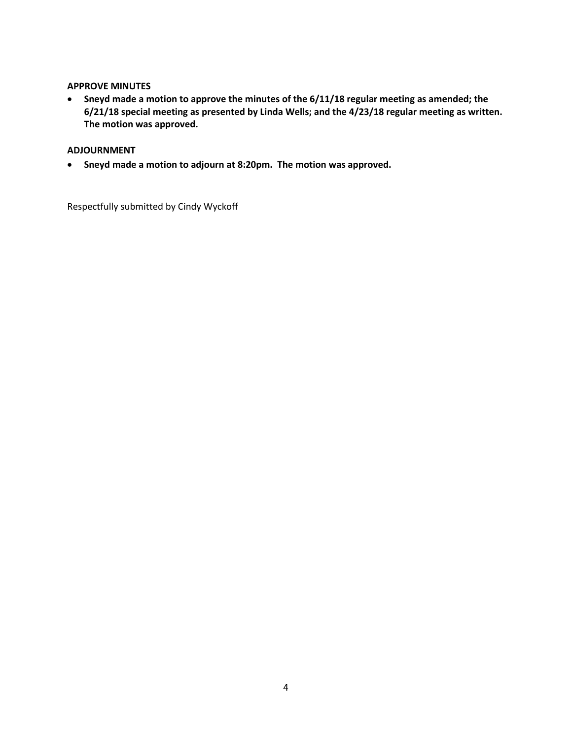**APPROVE MINUTES**

- **Sneyd made a motion to approve the minutes of the 6/11/18 regular meeting as amended; the 6/21/18 special meeting as presented by Linda Wells; and the 4/23/18 regular meeting as written. The motion was approved.**

**ADJOURNMENT**

- **Sneyd made a motion to adjourn at 8:20pm. The motion was approved.**

Respectfully submitted by Cindy Wyckoff